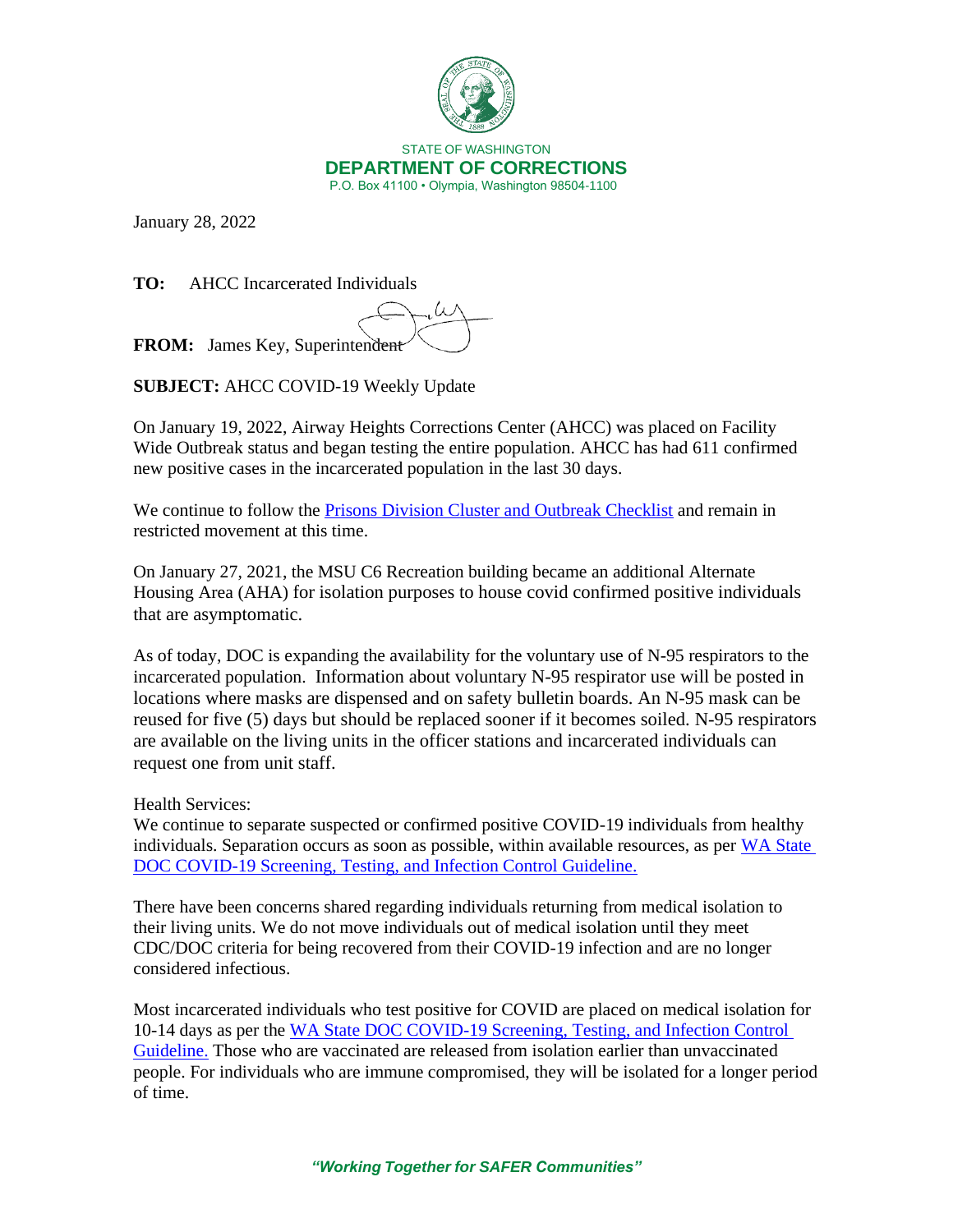STATE OF WASHINGTON
**DEPARTMENT OF CORRECTIONS**
P.O. Box 41100 • Olympia, Washington 98504-1100

January 28, 2022

**TO:** AHCC Incarcerated Individuals

**FROM:** James Key, Superintendent

**SUBJECT:** AHCC COVID-19 Weekly Update

On January 19, 2022, Airway Heights Corrections Center (AHCC) was placed on Facility Wide Outbreak status and began testing the entire population. AHCC has had 611 confirmed new positive cases in the incarcerated population in the last 30 days.

We continue to follow the [Prisons Division Cluster and Outbreak Checklist]() and remain in restricted movement at this time.

On January 27, 2021, the MSU C6 Recreation building became an additional Alternate Housing Area (AHA) for isolation purposes to house covid confirmed positive individuals that are asymptomatic.

As of today, DOC is expanding the availability for the voluntary use of N-95 respirators to the incarcerated population. Information about voluntary N-95 respirator use will be posted in locations where masks are dispensed and on safety bulletin boards. An N-95 mask can be reused for five (5) days but should be replaced sooner if it becomes soiled. N-95 respirators are available on the living units in the officer stations and incarcerated individuals can request one from unit staff.

Health Services:
We continue to separate suspected or confirmed positive COVID-19 individuals from healthy individuals. Separation occurs as soon as possible, within available resources, as per [WA State DOC COVID-19 Screening, Testing, and Infection Control Guideline.]()

There have been concerns shared regarding individuals returning from medical isolation to their living units. We do not move individuals out of medical isolation until they meet CDC/DOC criteria for being recovered from their COVID-19 infection and are no longer considered infectious.

Most incarcerated individuals who test positive for COVID are placed on medical isolation for 10-14 days as per the [WA State DOC COVID-19 Screening, Testing, and Infection Control Guideline.]() Those who are vaccinated are released from isolation earlier than unvaccinated people. For individuals who are immune compromised, they will be isolated for a longer period of time.

*"Working Together for SAFER Communities"*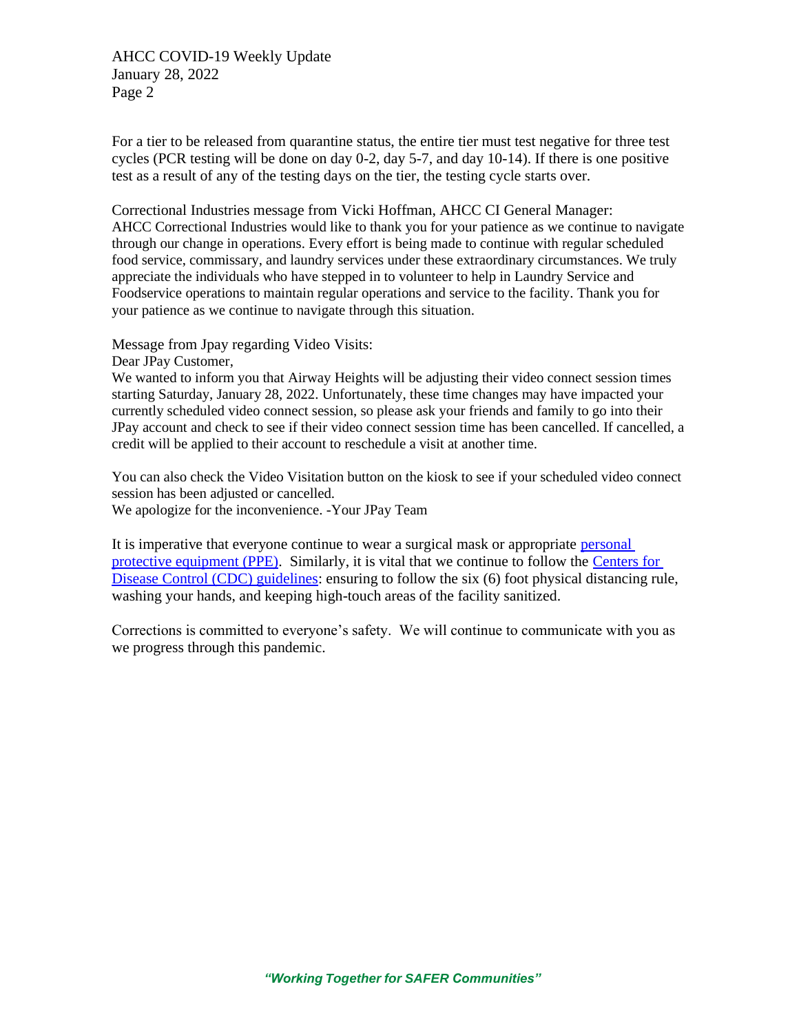For a tier to be released from quarantine status, the entire tier must test negative for three test cycles (PCR testing will be done on day 0-2, day 5-7, and day 10-14). If there is one positive test as a result of any of the testing days on the tier, the testing cycle starts over.

Correctional Industries message from Vicki Hoffman, AHCC CI General Manager:
AHCC Correctional Industries would like to thank you for your patience as we continue to navigate through our change in operations. Every effort is being made to continue with regular scheduled food service, commissary, and laundry services under these extraordinary circumstances. We truly appreciate the individuals who have stepped in to volunteer to help in Laundry Service and Foodservice operations to maintain regular operations and service to the facility. Thank you for your patience as we continue to navigate through this situation.

Message from Jpay regarding Video Visits:
Dear JPay Customer,
We wanted to inform you that Airway Heights will be adjusting their video connect session times starting Saturday, January 28, 2022. Unfortunately, these time changes may have impacted your currently scheduled video connect session, so please ask your friends and family to go into their JPay account and check to see if their video connect session time has been cancelled. If cancelled, a credit will be applied to their account to reschedule a visit at another time.

You can also check the Video Visitation button on the kiosk to see if your scheduled video connect session has been adjusted or cancelled.
We apologize for the inconvenience. -Your JPay Team

It is imperative that everyone continue to wear a surgical mask or appropriate personal protective equipment (PPE). Similarly, it is vital that we continue to follow the Centers for Disease Control (CDC) guidelines: ensuring to follow the six (6) foot physical distancing rule, washing your hands, and keeping high-touch areas of the facility sanitized.

Corrections is committed to everyone's safety. We will continue to communicate with you as we progress through this pandemic.